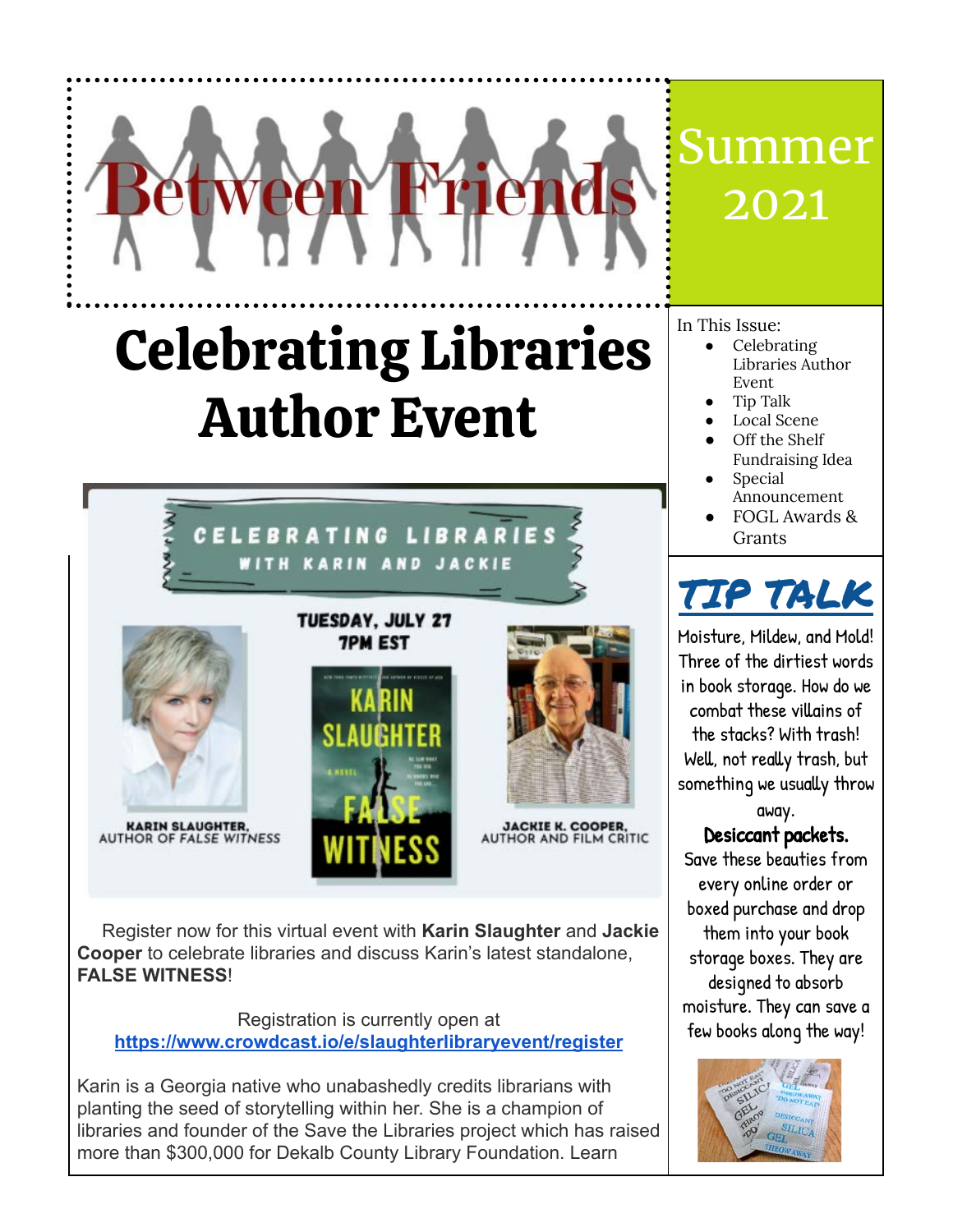# Between Friends

Summer 2021

# Celebrating Libraries Author Event

CELEBRATING LIBRARIES WITH KARIN AND JACKIE

TUESDAY, JULY 27
7PM EST

KARIN SLAUGHTER, AUTHOR OF FALSE WITNESS

JACKIE K. COOPER, AUTHOR AND FILM CRITIC

Register now for this virtual event with **Karin Slaughter** and **Jackie Cooper** to celebrate libraries and discuss Karin's latest standalone, **FALSE WITNESS**!

Registration is currently open at **https://www.crowdcast.io/e/slaughterlibraryevent/register**

Karin is a Georgia native who unabashedly credits librarians with planting the seed of storytelling within her. She is a champion of libraries and founder of the Save the Libraries project which has raised more than $300,000 for Dekalb County Library Foundation. Learn

In This Issue:

- Celebrating Libraries Author Event
- Tip Talk
- Local Scene
- Off the Shelf Fundraising Idea
- Special Announcement
- FOGL Awards & Grants

## TIP TALK

Moisture, Mildew, and Mold! Three of the dirtiest words in book storage. How do we combat these villains of the stacks? With trash! Well, not really trash, but something we usually throw away.

**Desiccant packets.**

Save these beauties from every online order or boxed purchase and drop them into your book storage boxes. They are designed to absorb moisture. They can save a few books along the way!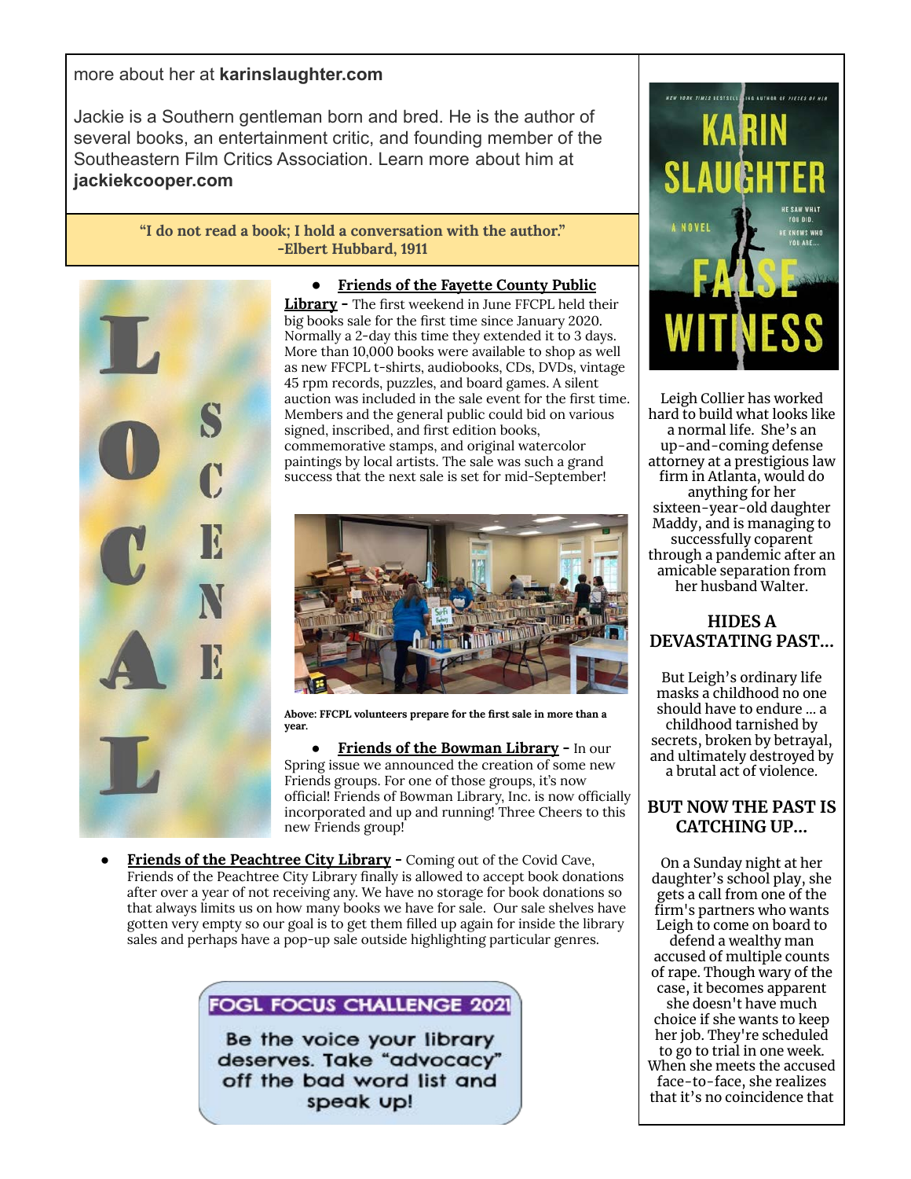more about her at **karinslaughter.com**

Jackie is a Southern gentleman born and bred. He is the author of several books, an entertainment critic, and founding member of the Southeastern Film Critics Association. Learn more about him at **jackiekcooper.com**

> **"I do not read a book; I hold a conversation with the author." -Elbert Hubbard, 1911**

## LOCAL SCENE

- **Friends of the Fayette County Public Library** - The first weekend in June FFCPL held their big books sale for the first time since January 2020. Normally a 2-day this time they extended it to 3 days. More than 10,000 books were available to shop as well as new FFCPL t-shirts, audiobooks, CDs, DVDs, vintage 45 rpm records, puzzles, and board games. A silent auction was included in the sale event for the first time. Members and the general public could bid on various signed, inscribed, and first edition books, commemorative stamps, and original watercolor paintings by local artists. The sale was such a grand success that the next sale is set for mid-September!

**Above: FFCPL volunteers prepare for the first sale in more than a year.**

- **Friends of the Bowman Library** - In our Spring issue we announced the creation of some new Friends groups. For one of those groups, it's now official! Friends of Bowman Library, Inc. is now officially incorporated and up and running! Three Cheers to this new Friends group!

- **Friends of the Peachtree City Library** - Coming out of the Covid Cave, Friends of the Peachtree City Library finally is allowed to accept book donations after over a year of not receiving any. We have no storage for book donations so that always limits us on how many books we have for sale. Our sale shelves have gotten very empty so our goal is to get them filled up again for inside the library sales and perhaps have a pop-up sale outside highlighting particular genres.

**FOGL FOCUS CHALLENGE 2021**

Be the voice your library deserves. Take "advocacy" off the bad word list and speak up!

---

Leigh Collier has worked hard to build what looks like a normal life. She's an up-and-coming defense attorney at a prestigious law firm in Atlanta, would do anything for her sixteen-year-old daughter Maddy, and is managing to successfully coparent through a pandemic after an amicable separation from her husband Walter.

### HIDES A DEVASTATING PAST...

But Leigh's ordinary life masks a childhood no one should have to endure ... a childhood tarnished by secrets, broken by betrayal, and ultimately destroyed by a brutal act of violence.

### BUT NOW THE PAST IS CATCHING UP...

On a Sunday night at her daughter's school play, she gets a call from one of the firm's partners who wants Leigh to come on board to defend a wealthy man accused of multiple counts of rape. Though wary of the case, it becomes apparent she doesn't have much choice if she wants to keep her job. They're scheduled to go to trial in one week. When she meets the accused face-to-face, she realizes that it's no coincidence that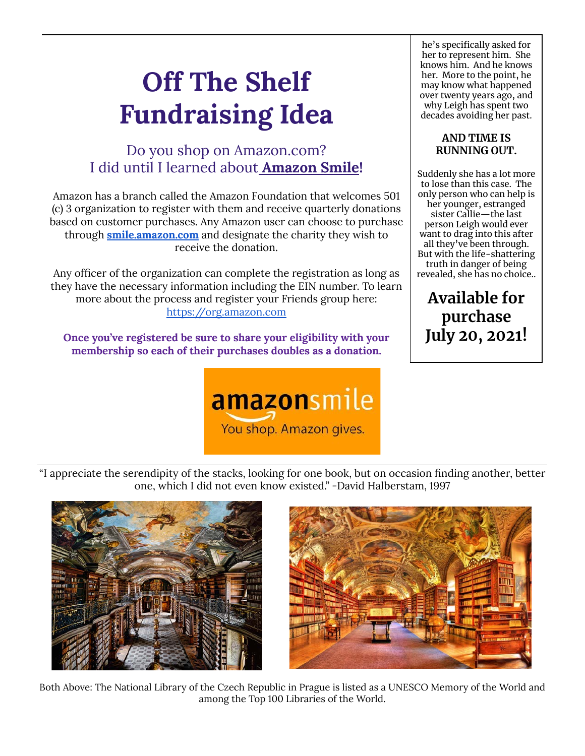# Off The Shelf Fundraising Idea

## Do you shop on Amazon.com? I did until I learned about **Amazon Smile**!

Amazon has a branch called the Amazon Foundation that welcomes 501 (c) 3 organization to register with them and receive quarterly donations based on customer purchases. Any Amazon user can choose to purchase through **smile.amazon.com** and designate the charity they wish to receive the donation.

Any officer of the organization can complete the registration as long as they have the necessary information including the EIN number. To learn more about the process and register your Friends group here: https://org.amazon.com

**Once you've registered be sure to share your eligibility with your membership so each of their purchases doubles as a donation.**

he's specifically asked for her to represent him. She knows him. And he knows her. More to the point, he may know what happened over twenty years ago, and why Leigh has spent two decades avoiding her past.

**AND TIME IS RUNNING OUT.**

Suddenly she has a lot more to lose than this case. The only person who can help is her younger, estranged sister Callie—the last person Leigh would ever want to drag into this after all they've been through. But with the life-shattering truth in danger of being revealed, she has no choice..

**Available for purchase July 20, 2021!**

amazonsmile
You shop. Amazon gives.

"I appreciate the serendipity of the stacks, looking for one book, but on occasion finding another, better one, which I did not even know existed." -David Halberstam, 1997

Both Above: The National Library of the Czech Republic in Prague is listed as a UNESCO Memory of the World and among the Top 100 Libraries of the World.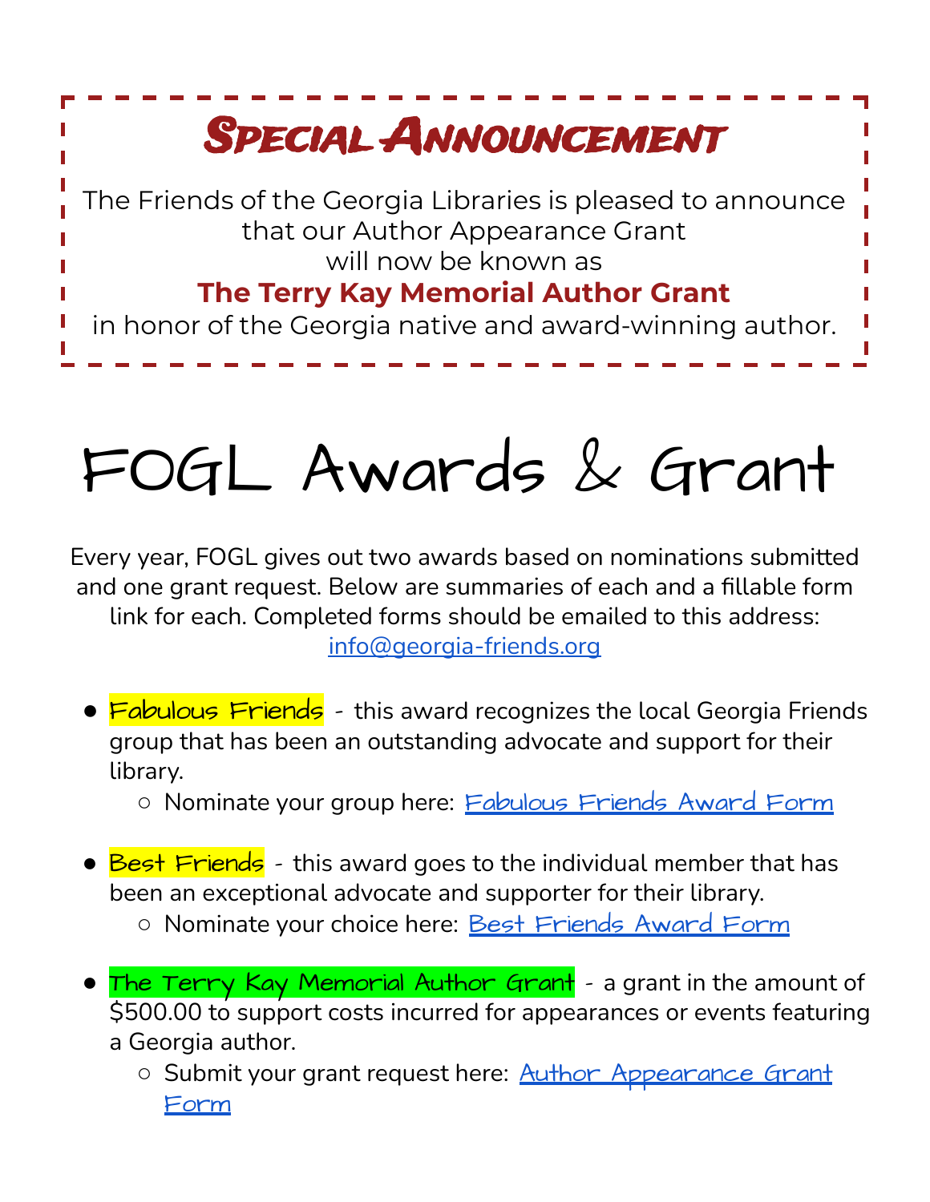## Special Announcement

The Friends of the Georgia Libraries is pleased to announce that our Author Appearance Grant will now be known as

**The Terry Kay Memorial Author Grant**

in honor of the Georgia native and award-winning author.

# FOGL Awards & Grant

Every year, FOGL gives out two awards based on nominations submitted and one grant request. Below are summaries of each and a fillable form link for each. Completed forms should be emailed to this address: info@georgia-friends.org

- Fabulous Friends - this award recognizes the local Georgia Friends group that has been an outstanding advocate and support for their library.
  - Nominate your group here: Fabulous Friends Award Form
- Best Friends - this award goes to the individual member that has been an exceptional advocate and supporter for their library.
  - Nominate your choice here: Best Friends Award Form
- The Terry Kay Memorial Author Grant - a grant in the amount of $500.00 to support costs incurred for appearances or events featuring a Georgia author.
  - Submit your grant request here: Author Appearance Grant Form